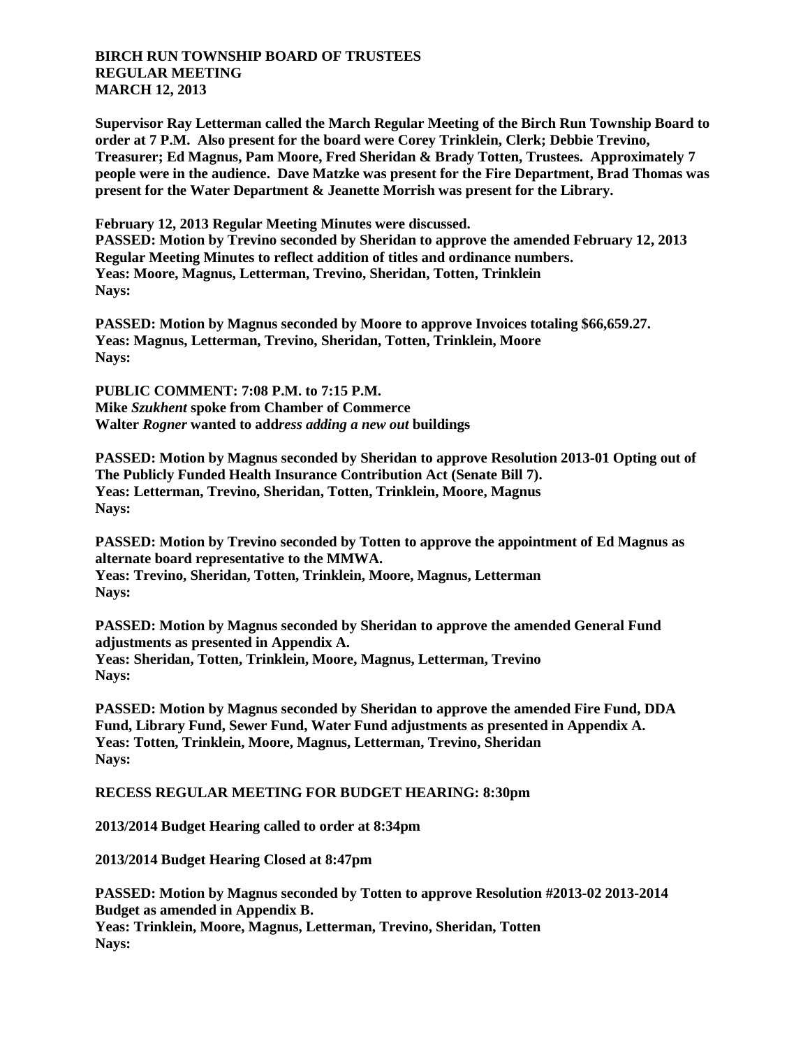**BIRCH RUN TOWNSHIP BOARD OF TRUSTEES**
**REGULAR MEETING**
**MARCH 12, 2013**

**Supervisor Ray Letterman called the March Regular Meeting of the Birch Run Township Board to order at 7 P.M. Also present for the board were Corey Trinklein, Clerk; Debbie Trevino, Treasurer; Ed Magnus, Pam Moore, Fred Sheridan & Brady Totten, Trustees. Approximately 7 people were in the audience. Dave Matzke was present for the Fire Department, Brad Thomas was present for the Water Department & Jeanette Morrish was present for the Library.**

**February 12, 2013 Regular Meeting Minutes were discussed.**
**PASSED: Motion by Trevino seconded by Sheridan to approve the amended February 12, 2013 Regular Meeting Minutes to reflect addition of titles and ordinance numbers.**
**Yeas: Moore, Magnus, Letterman, Trevino, Sheridan, Totten, Trinklein**
**Nays:**

**PASSED: Motion by Magnus seconded by Moore to approve Invoices totaling $66,659.27.**
**Yeas: Magnus, Letterman, Trevino, Sheridan, Totten, Trinklein, Moore**
**Nays:**

**PUBLIC COMMENT: 7:08 P.M. to 7:15 P.M.**
**Mike *Szukhent* spoke from Chamber of Commerce**
**Walter *Rogner* wanted to add*ress adding a new out* buildings**

**PASSED: Motion by Magnus seconded by Sheridan to approve Resolution 2013-01 Opting out of The Publicly Funded Health Insurance Contribution Act (Senate Bill 7).**
**Yeas: Letterman, Trevino, Sheridan, Totten, Trinklein, Moore, Magnus**
**Nays:**

**PASSED: Motion by Trevino seconded by Totten to approve the appointment of Ed Magnus as alternate board representative to the MMWA.**
**Yeas: Trevino, Sheridan, Totten, Trinklein, Moore, Magnus, Letterman**
**Nays:**

**PASSED: Motion by Magnus seconded by Sheridan to approve the amended General Fund adjustments as presented in Appendix A.**
**Yeas: Sheridan, Totten, Trinklein, Moore, Magnus, Letterman, Trevino**
**Nays:**

**PASSED: Motion by Magnus seconded by Sheridan to approve the amended Fire Fund, DDA Fund, Library Fund, Sewer Fund, Water Fund adjustments as presented in Appendix A.**
**Yeas: Totten, Trinklein, Moore, Magnus, Letterman, Trevino, Sheridan**
**Nays:**

**RECESS REGULAR MEETING FOR BUDGET HEARING: 8:30pm**

**2013/2014 Budget Hearing called to order at 8:34pm**

**2013/2014 Budget Hearing Closed at 8:47pm**

**PASSED: Motion by Magnus seconded by Totten to approve Resolution #2013-02 2013-2014 Budget as amended in Appendix B.**
**Yeas: Trinklein, Moore, Magnus, Letterman, Trevino, Sheridan, Totten**
**Nays:**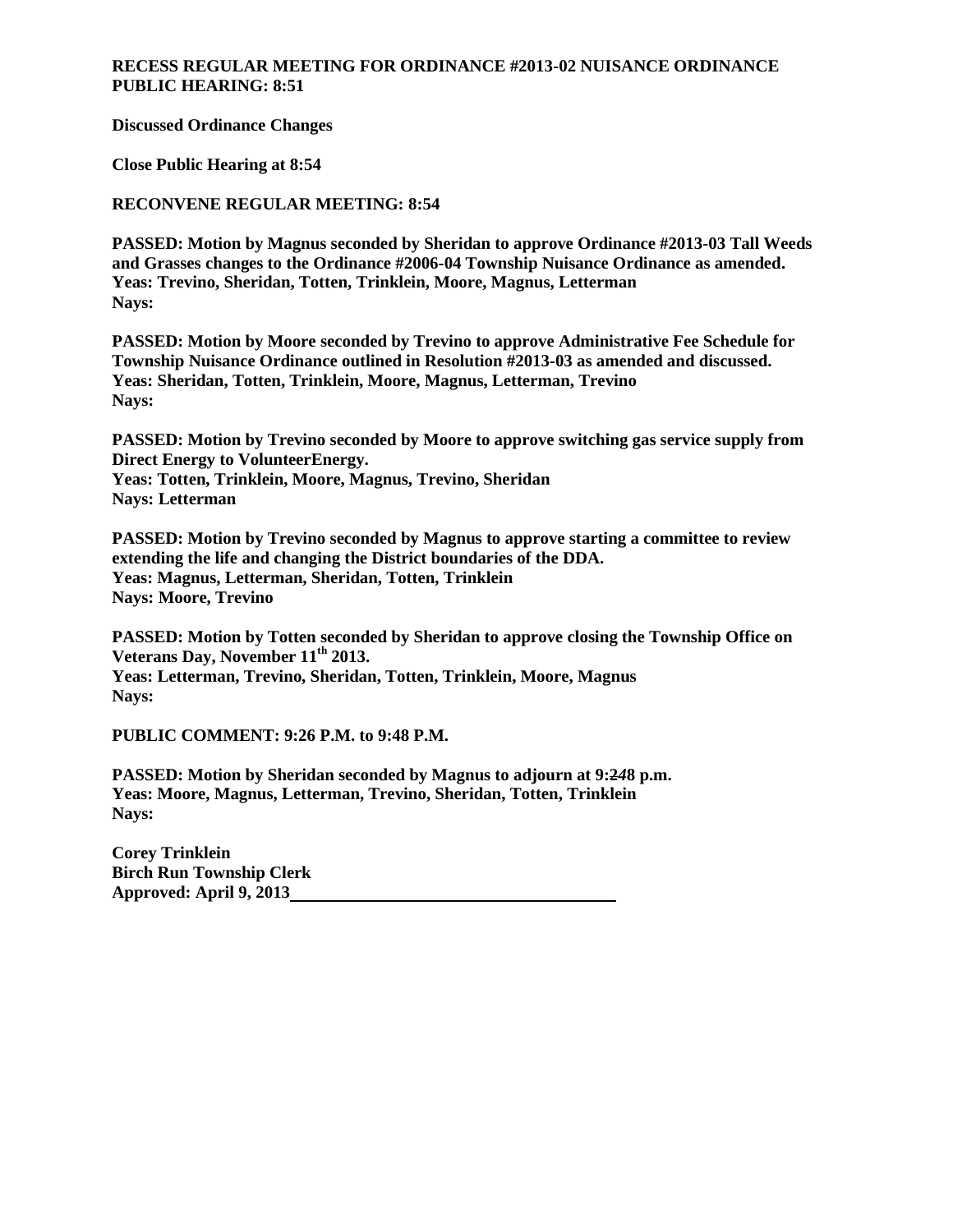**RECESS REGULAR MEETING FOR ORDINANCE #2013-02 NUISANCE ORDINANCE PUBLIC HEARING: 8:51**

**Discussed Ordinance Changes**

**Close Public Hearing at 8:54**

**RECONVENE REGULAR MEETING: 8:54**

**PASSED: Motion by Magnus seconded by Sheridan to approve Ordinance #2013-03 Tall Weeds and Grasses changes to the Ordinance #2006-04 Township Nuisance Ordinance as amended.**
**Yeas: Trevino, Sheridan, Totten, Trinklein, Moore, Magnus, Letterman**
**Nays:**

**PASSED: Motion by Moore seconded by Trevino to approve Administrative Fee Schedule for Township Nuisance Ordinance outlined in Resolution #2013-03 as amended and discussed.**
**Yeas: Sheridan, Totten, Trinklein, Moore, Magnus, Letterman, Trevino**
**Nays:**

**PASSED: Motion by Trevino seconded by Moore to approve switching gas service supply from Direct Energy to VolunteerEnergy.**
**Yeas: Totten, Trinklein, Moore, Magnus, Trevino, Sheridan**
**Nays: Letterman**

**PASSED: Motion by Trevino seconded by Magnus to approve starting a committee to review extending the life and changing the District boundaries of the DDA.**
**Yeas: Magnus, Letterman, Sheridan, Totten, Trinklein**
**Nays: Moore, Trevino**

**PASSED: Motion by Totten seconded by Sheridan to approve closing the Township Office on Veterans Day, November 11th 2013.**
**Yeas: Letterman, Trevino, Sheridan, Totten, Trinklein, Moore, Magnus**
**Nays:**

**PUBLIC COMMENT: 9:26 P.M. to 9:48 P.M.**

**PASSED: Motion by Sheridan seconded by Magnus to adjourn at 9:~~2~~48 p.m.**
**Yeas: Moore, Magnus, Letterman, Trevino, Sheridan, Totten, Trinklein**
**Nays:**

**Corey Trinklein**
**Birch Run Township Clerk**
**Approved: April 9, 2013**\_\_\_\_\_\_\_\_\_\_\_\_\_\_\_\_\_\_\_\_\_\_\_\_\_\_\_\_\_\_\_\_\_\_\_\_\_\_\_\_